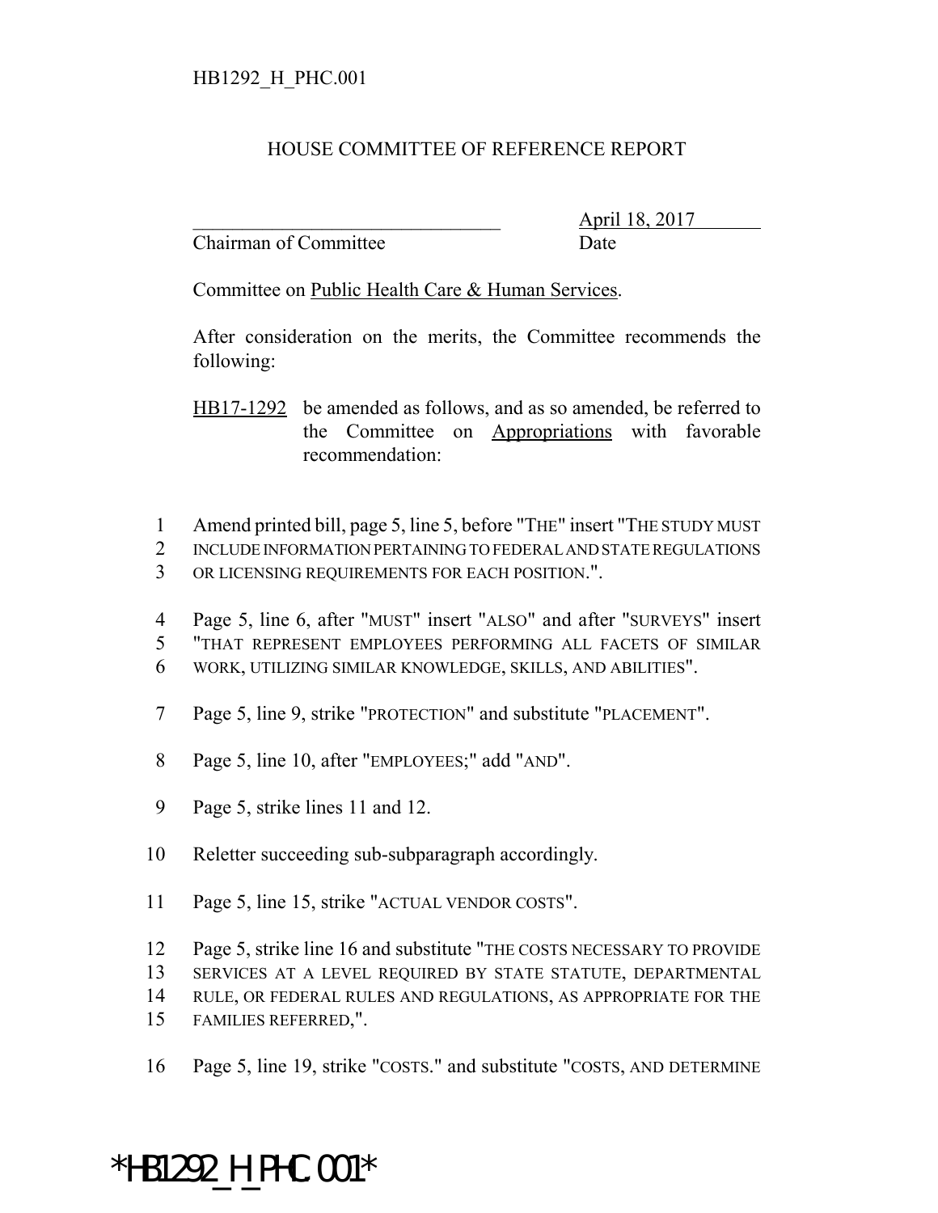HB1292_H_PHC.001

# HOUSE COMMITTEE OF REFERENCE REPORT

_______________________________ April 18, 2017
Chairman of Committee Date

Committee on Public Health Care & Human Services.

After consideration on the merits, the Committee recommends the following:

HB17-1292 be amended as follows, and as so amended, be referred to the Committee on Appropriations with favorable recommendation:

1 Amend printed bill, page 5, line 5, before "THE" insert "THE STUDY MUST
2 INCLUDE INFORMATION PERTAINING TO FEDERAL AND STATE REGULATIONS
3 OR LICENSING REQUIREMENTS FOR EACH POSITION.".

4 Page 5, line 6, after "MUST" insert "ALSO" and after "SURVEYS" insert
5 "THAT REPRESENT EMPLOYEES PERFORMING ALL FACETS OF SIMILAR
6 WORK, UTILIZING SIMILAR KNOWLEDGE, SKILLS, AND ABILITIES".

7 Page 5, line 9, strike "PROTECTION" and substitute "PLACEMENT".

8 Page 5, line 10, after "EMPLOYEES;" add "AND".

9 Page 5, strike lines 11 and 12.

10 Reletter succeeding sub-subparagraph accordingly.

11 Page 5, line 15, strike "ACTUAL VENDOR COSTS".

12 Page 5, strike line 16 and substitute "THE COSTS NECESSARY TO PROVIDE
13 SERVICES AT A LEVEL REQUIRED BY STATE STATUTE, DEPARTMENTAL
14 RULE, OR FEDERAL RULES AND REGULATIONS, AS APPROPRIATE FOR THE
15 FAMILIES REFERRED,".

16 Page 5, line 19, strike "COSTS." and substitute "COSTS, AND DETERMINE

*HB1292_H_PHC.001*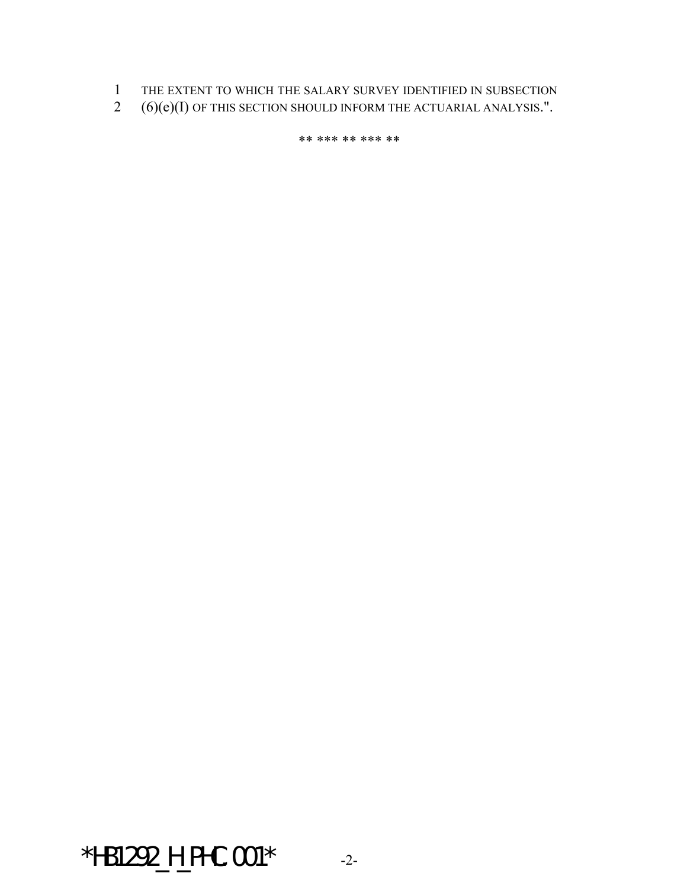1 THE EXTENT TO WHICH THE SALARY SURVEY IDENTIFIED IN SUBSECTION
2 (6)(e)(I) OF THIS SECTION SHOULD INFORM THE ACTUARIAL ANALYSIS.".

** *** ** *** **

*HB1292_H_PHC.001*